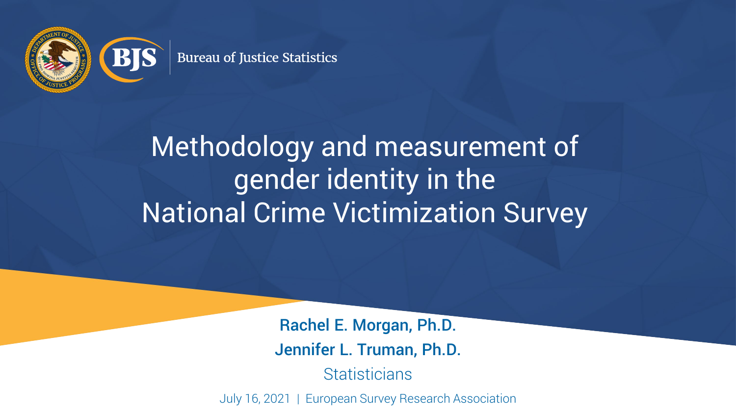Bureau of Justice Statistics

# Methodology and measurement of gender identity in the National Crime Victimization Survey

**Rachel E. Morgan, Ph.D.**

**Jennifer L. Truman, Ph.D.**

Statisticians

July 16, 2021 | European Survey Research Association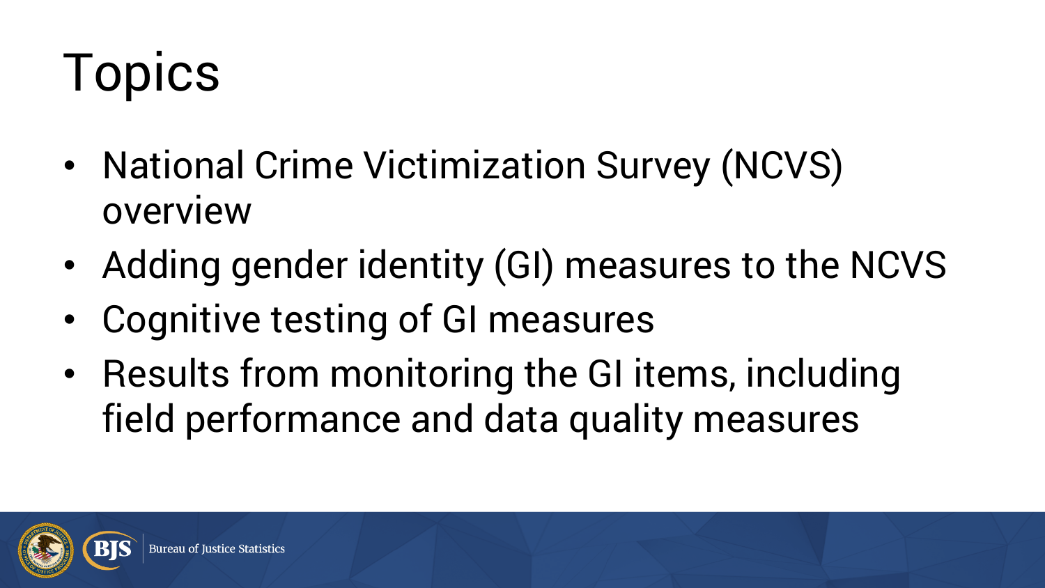# Topics

- National Crime Victimization Survey (NCVS) overview
- Adding gender identity (GI) measures to the NCVS
- Cognitive testing of GI measures
- Results from monitoring the GI items, including field performance and data quality measures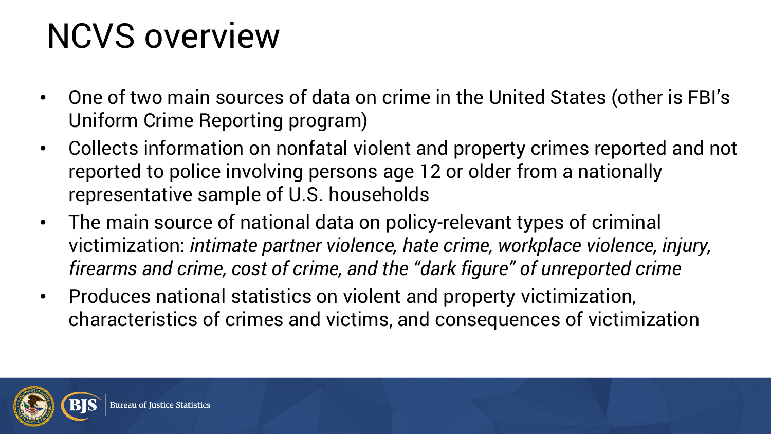# NCVS overview

- One of two main sources of data on crime in the United States (other is FBI's Uniform Crime Reporting program)
- Collects information on nonfatal violent and property crimes reported and not reported to police involving persons age 12 or older from a nationally representative sample of U.S. households
- The main source of national data on policy-relevant types of criminal victimization: *intimate partner violence, hate crime, workplace violence, injury, firearms and crime, cost of crime, and the "dark figure" of unreported crime*
- Produces national statistics on violent and property victimization, characteristics of crimes and victims, and consequences of victimization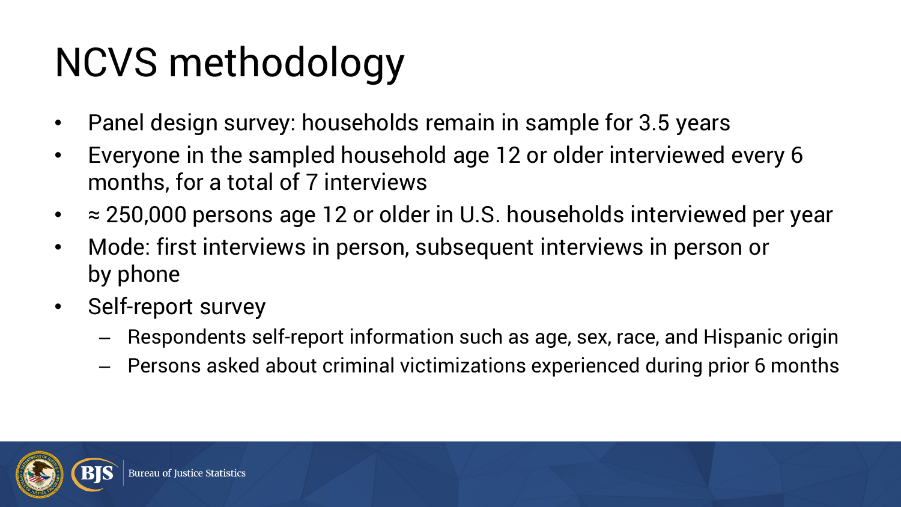# NCVS methodology

- Panel design survey: households remain in sample for 3.5 years
- Everyone in the sampled household age 12 or older interviewed every 6 months, for a total of 7 interviews
- ≈ 250,000 persons age 12 or older in U.S. households interviewed per year
- Mode: first interviews in person, subsequent interviews in person or by phone
- Self-report survey
  - Respondents self-report information such as age, sex, race, and Hispanic origin
  - Persons asked about criminal victimizations experienced during prior 6 months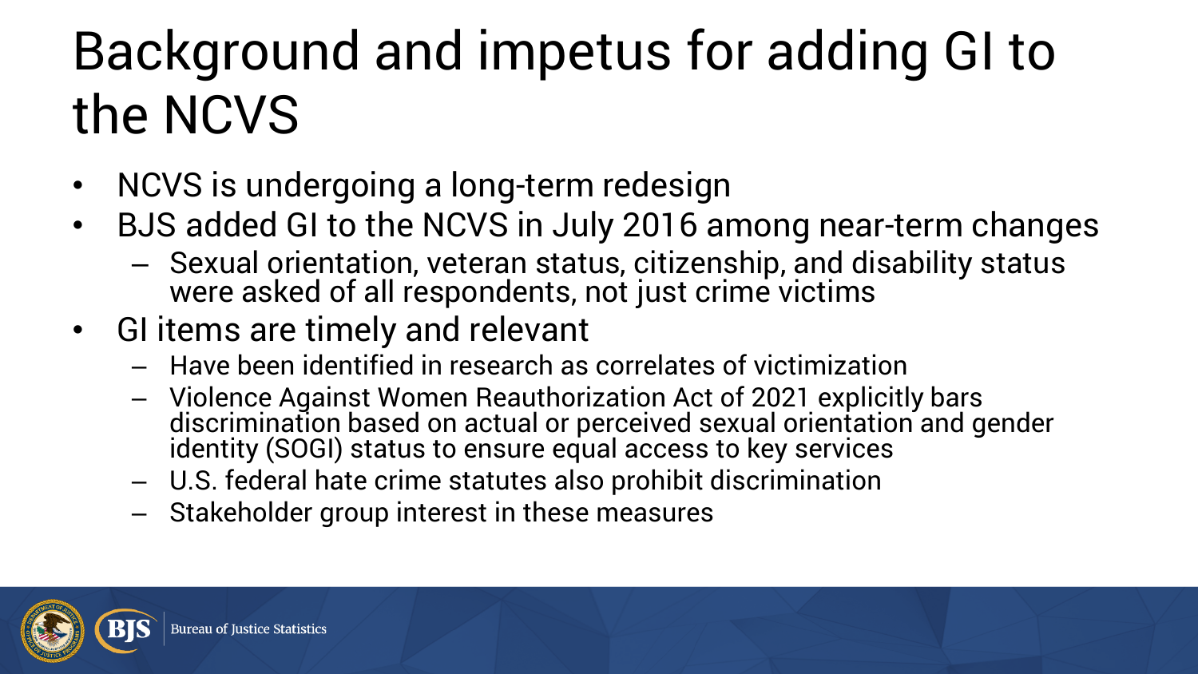# Background and impetus for adding GI to the NCVS

- NCVS is undergoing a long-term redesign
- BJS added GI to the NCVS in July 2016 among near-term changes
  - Sexual orientation, veteran status, citizenship, and disability status were asked of all respondents, not just crime victims
- GI items are timely and relevant
  - Have been identified in research as correlates of victimization
  - Violence Against Women Reauthorization Act of 2021 explicitly bars discrimination based on actual or perceived sexual orientation and gender identity (SOGI) status to ensure equal access to key services
  - U.S. federal hate crime statutes also prohibit discrimination
  - Stakeholder group interest in these measures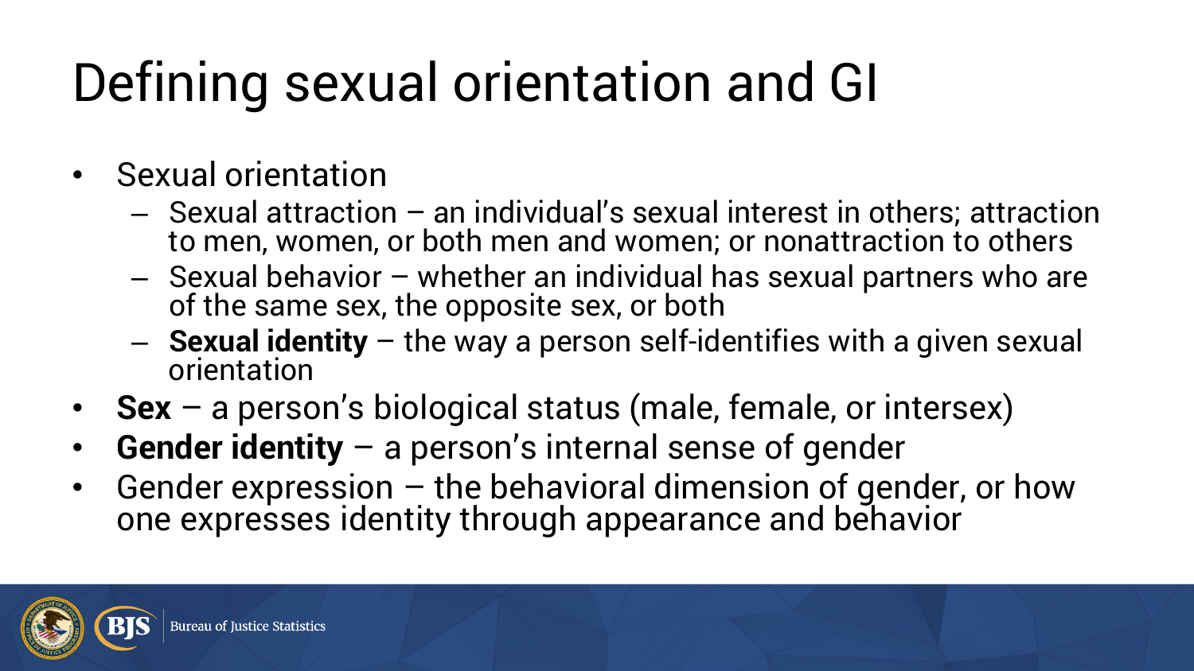# Defining sexual orientation and GI

- Sexual orientation
  - Sexual attraction – an individual's sexual interest in others; attraction to men, women, or both men and women; or nonattraction to others
  - Sexual behavior – whether an individual has sexual partners who are of the same sex, the opposite sex, or both
  - **Sexual identity** – the way a person self-identifies with a given sexual orientation
- **Sex** – a person's biological status (male, female, or intersex)
- **Gender identity** – a person's internal sense of gender
- Gender expression – the behavioral dimension of gender, or how one expresses identity through appearance and behavior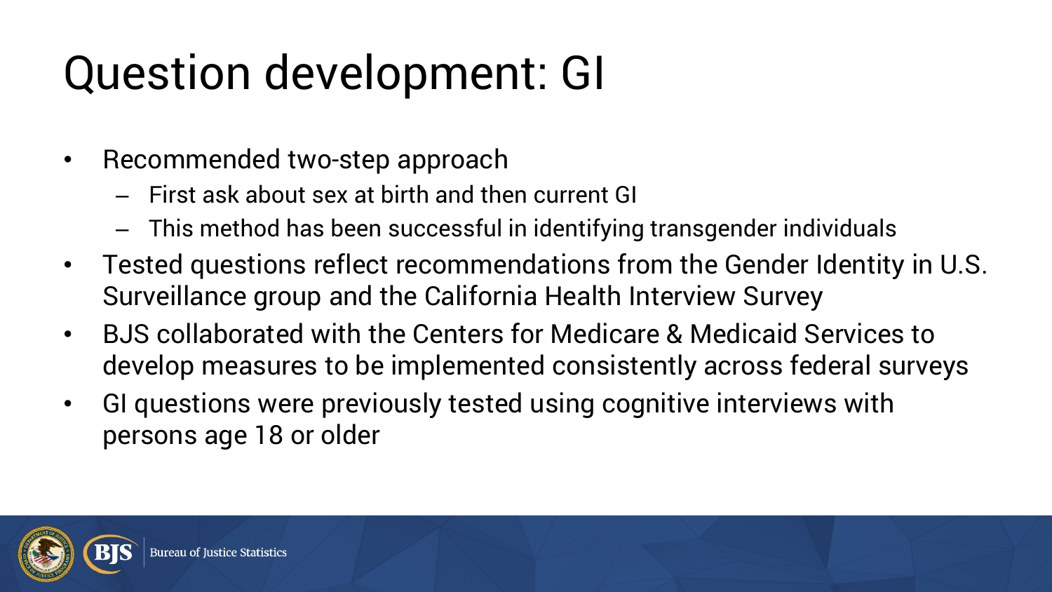# Question development: GI

- Recommended two-step approach
  - First ask about sex at birth and then current GI
  - This method has been successful in identifying transgender individuals
- Tested questions reflect recommendations from the Gender Identity in U.S. Surveillance group and the California Health Interview Survey
- BJS collaborated with the Centers for Medicare & Medicaid Services to develop measures to be implemented consistently across federal surveys
- GI questions were previously tested using cognitive interviews with persons age 18 or older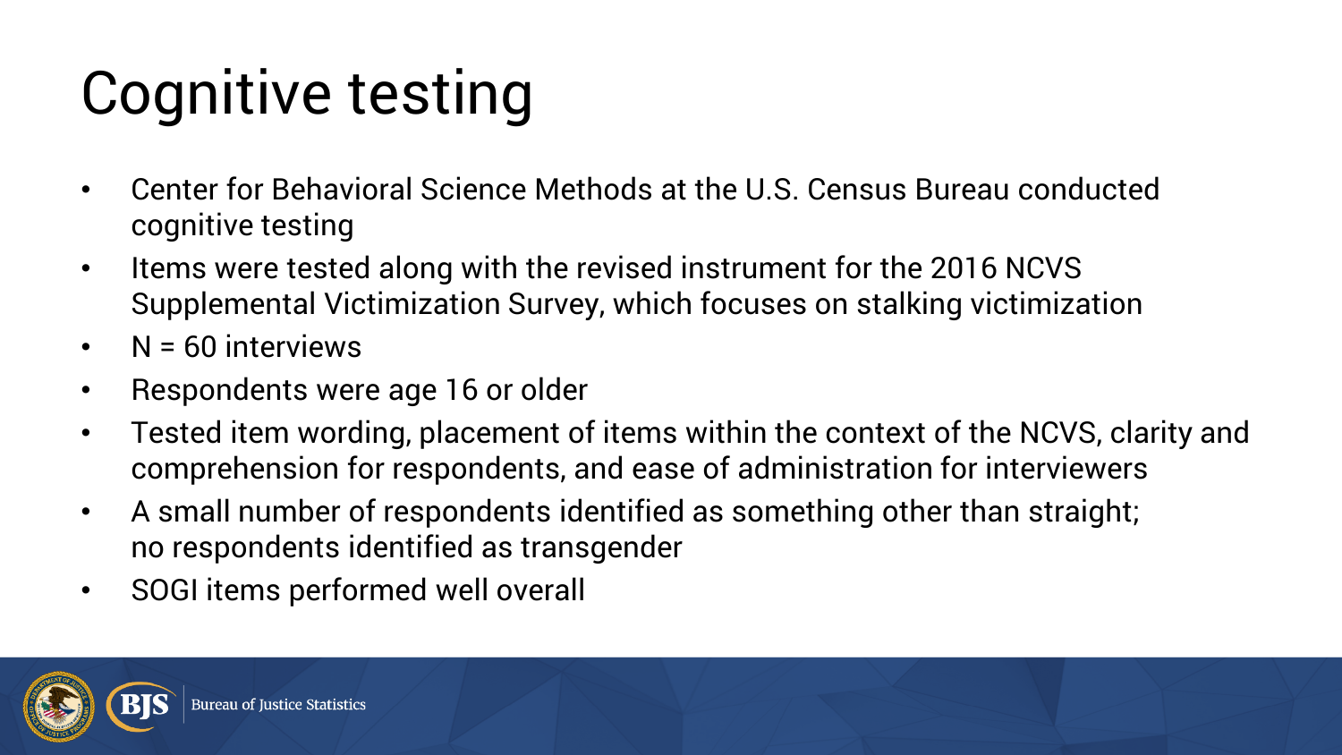# Cognitive testing

- Center for Behavioral Science Methods at the U.S. Census Bureau conducted cognitive testing
- Items were tested along with the revised instrument for the 2016 NCVS Supplemental Victimization Survey, which focuses on stalking victimization
- N = 60 interviews
- Respondents were age 16 or older
- Tested item wording, placement of items within the context of the NCVS, clarity and comprehension for respondents, and ease of administration for interviewers
- A small number of respondents identified as something other than straight; no respondents identified as transgender
- SOGI items performed well overall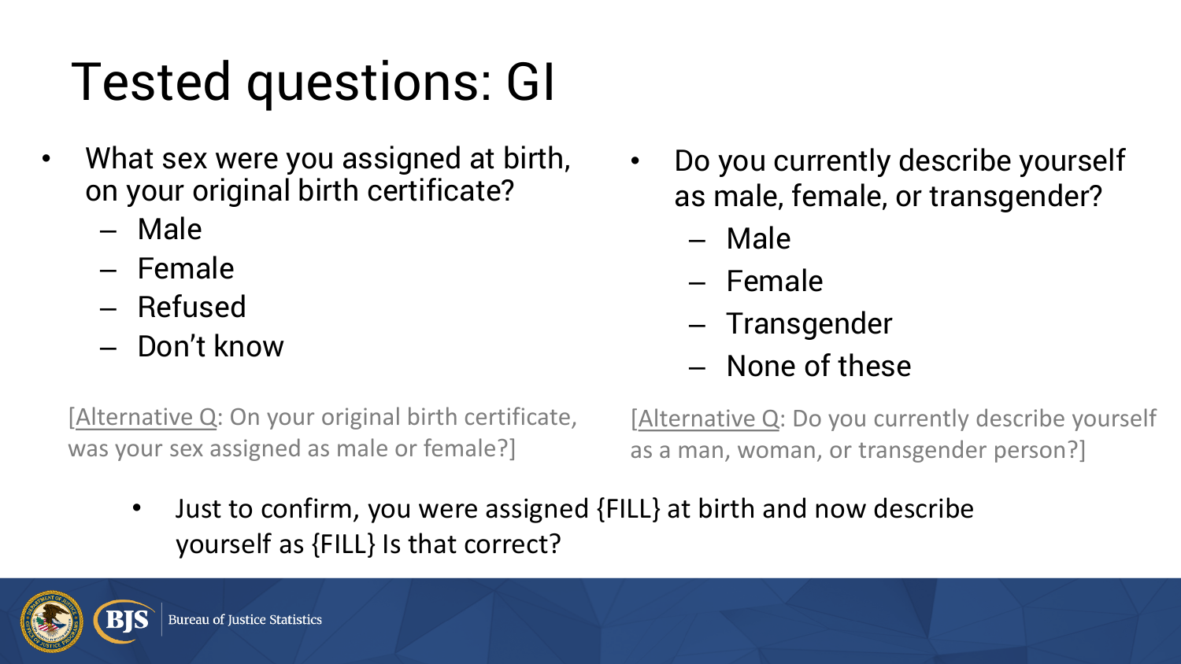# Tested questions: GI

- What sex were you assigned at birth, on your original birth certificate?
  - Male
  - Female
  - Refused
  - Don't know

[Alternative Q: On your original birth certificate, was your sex assigned as male or female?]

- Do you currently describe yourself as male, female, or transgender?
  - Male
  - Female
  - Transgender
  - None of these

[Alternative Q: Do you currently describe yourself as a man, woman, or transgender person?]

- Just to confirm, you were assigned {FILL} at birth and now describe yourself as {FILL} Is that correct?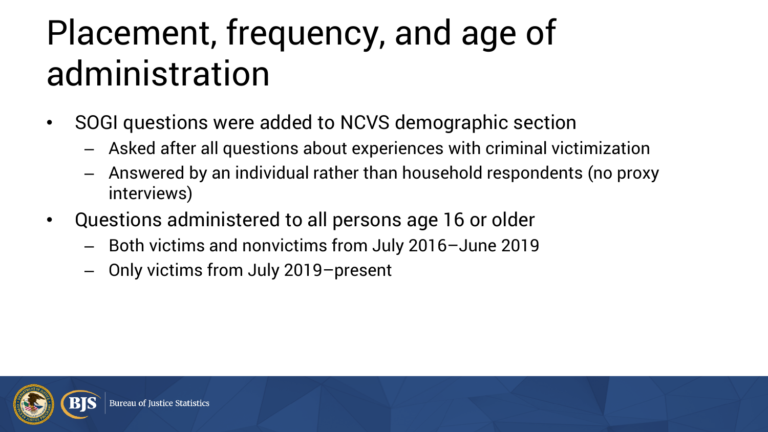# Placement, frequency, and age of administration

- SOGI questions were added to NCVS demographic section
  - Asked after all questions about experiences with criminal victimization
  - Answered by an individual rather than household respondents (no proxy interviews)
- Questions administered to all persons age 16 or older
  - Both victims and nonvictims from July 2016–June 2019
  - Only victims from July 2019–present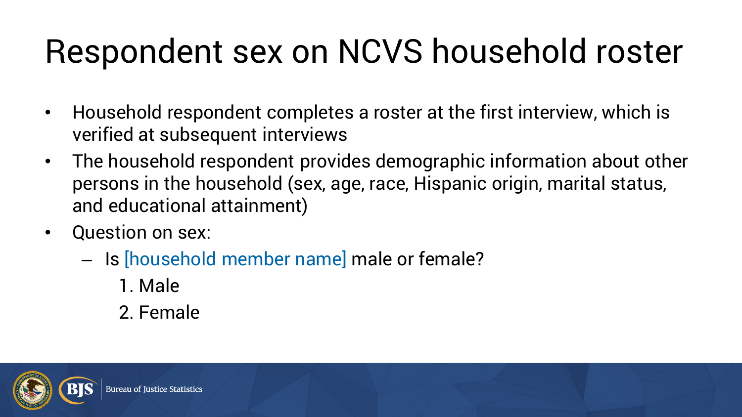# Respondent sex on NCVS household roster

- Household respondent completes a roster at the first interview, which is verified at subsequent interviews
- The household respondent provides demographic information about other persons in the household (sex, age, race, Hispanic origin, marital status, and educational attainment)
- Question on sex:
  - Is [household member name] male or female?
    1. Male
    2. Female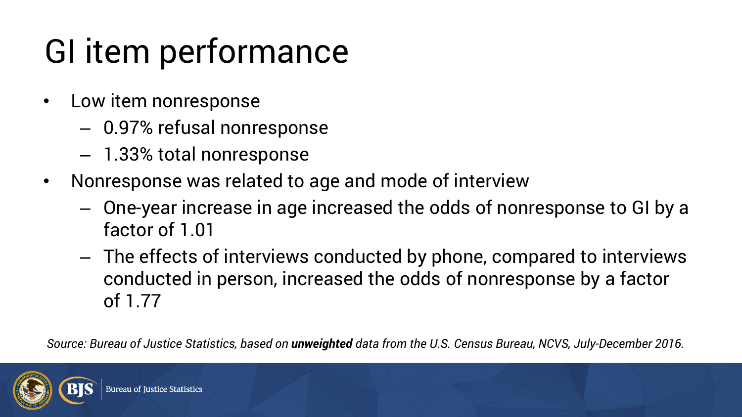# GI item performance

- Low item nonresponse
  - 0.97% refusal nonresponse
  - 1.33% total nonresponse
- Nonresponse was related to age and mode of interview
  - One-year increase in age increased the odds of nonresponse to GI by a factor of 1.01
  - The effects of interviews conducted by phone, compared to interviews conducted in person, increased the odds of nonresponse by a factor of 1.77

*Source: Bureau of Justice Statistics, based on **unweighted** data from the U.S. Census Bureau, NCVS, July-December 2016.*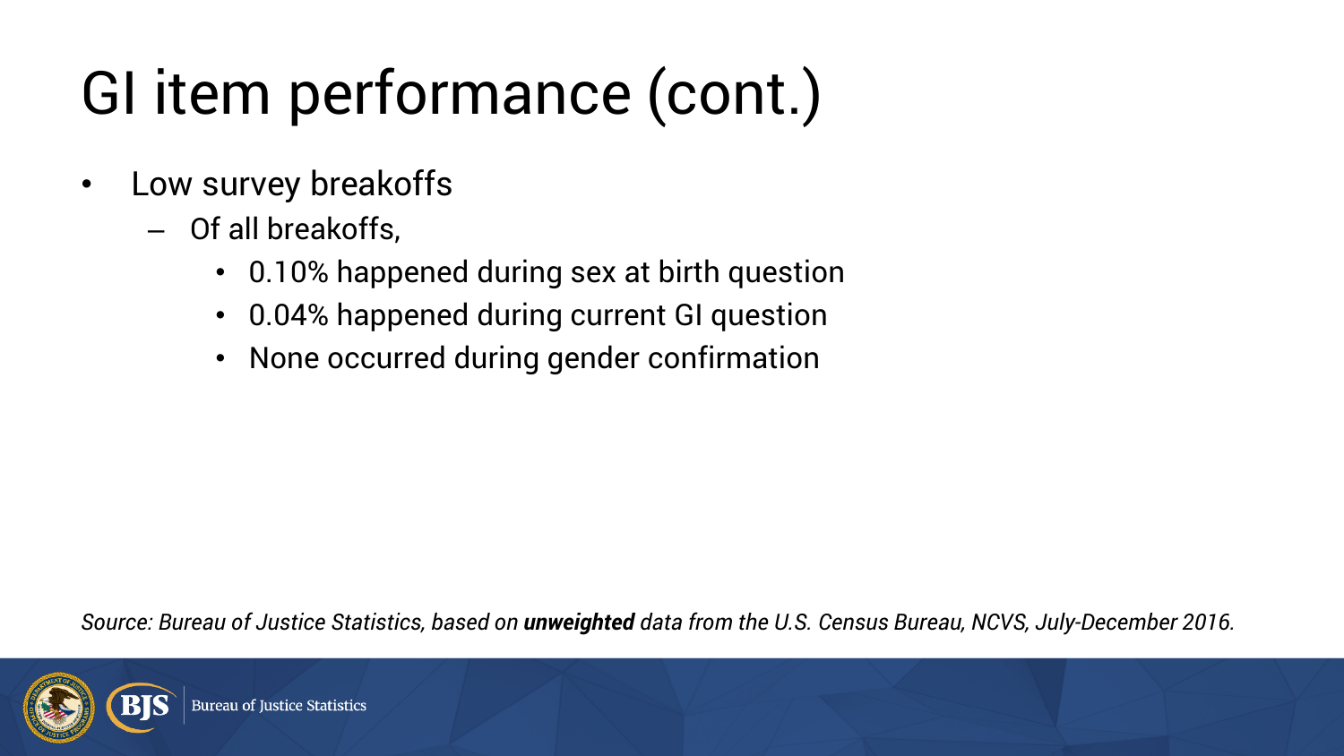# GI item performance (cont.)

- Low survey breakoffs
  - Of all breakoffs,
    - 0.10% happened during sex at birth question
    - 0.04% happened during current GI question
    - None occurred during gender confirmation

*Source: Bureau of Justice Statistics, based on* ***unweighted*** *data from the U.S. Census Bureau, NCVS, July-December 2016.*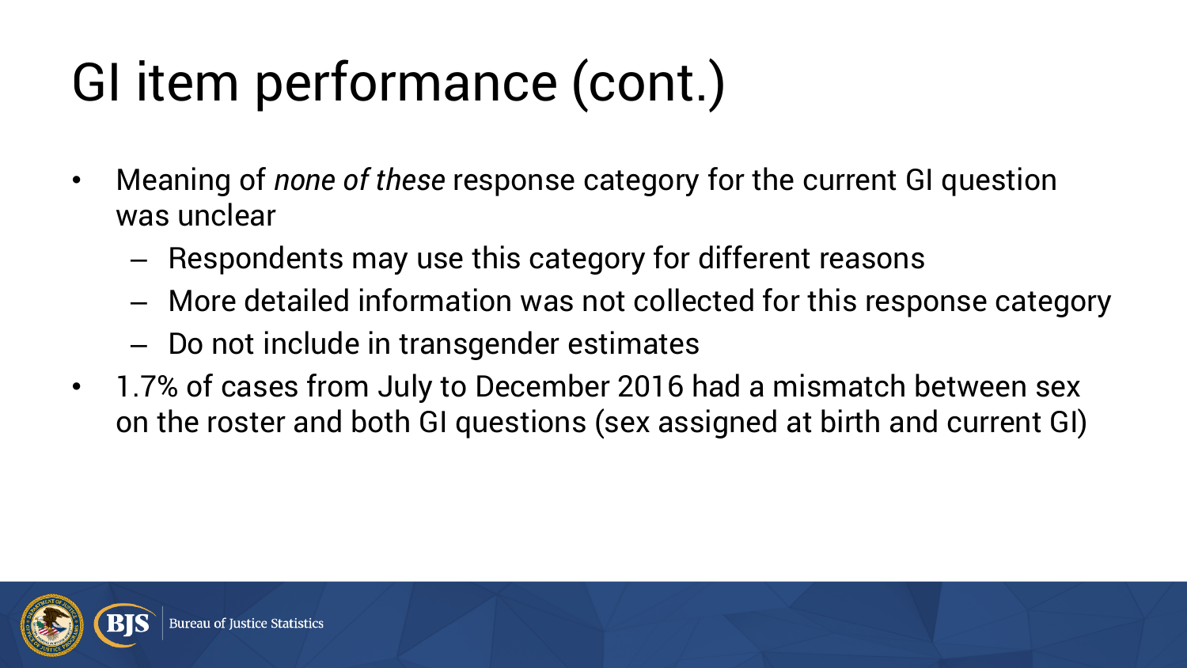# GI item performance (cont.)

- Meaning of *none of these* response category for the current GI question was unclear
  - Respondents may use this category for different reasons
  - More detailed information was not collected for this response category
  - Do not include in transgender estimates
- 1.7% of cases from July to December 2016 had a mismatch between sex on the roster and both GI questions (sex assigned at birth and current GI)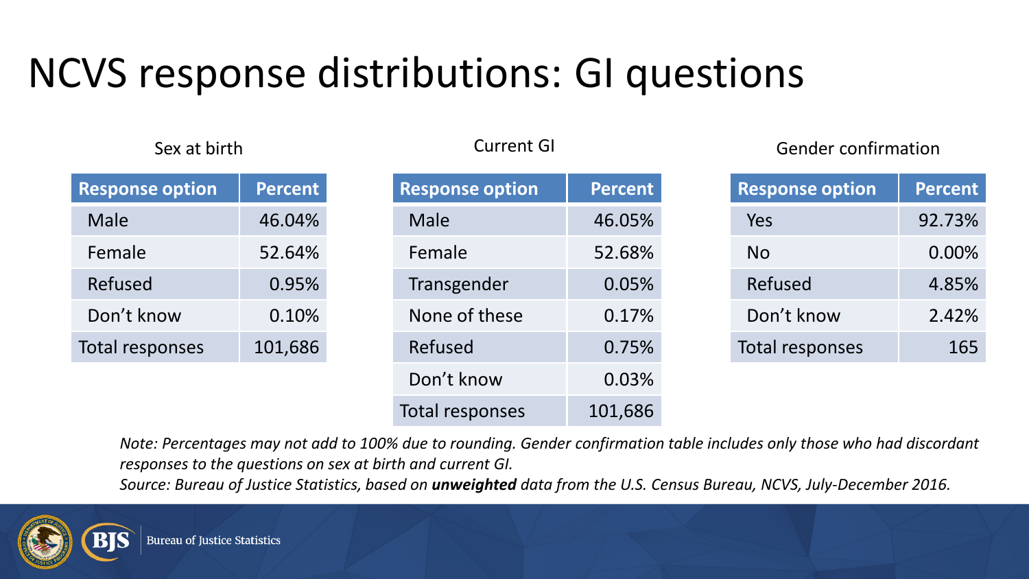# NCVS response distributions: GI questions

Sex at birth

| Response option | Percent |
|---|---|
| Male | 46.04% |
| Female | 52.64% |
| Refused | 0.95% |
| Don't know | 0.10% |
| Total responses | 101,686 |

Current GI

| Response option | Percent |
|---|---|
| Male | 46.05% |
| Female | 52.68% |
| Transgender | 0.05% |
| None of these | 0.17% |
| Refused | 0.75% |
| Don't know | 0.03% |
| Total responses | 101,686 |

Gender confirmation

| Response option | Percent |
|---|---|
| Yes | 92.73% |
| No | 0.00% |
| Refused | 4.85% |
| Don't know | 2.42% |
| Total responses | 165 |

*Note: Percentages may not add to 100% due to rounding. Gender confirmation table includes only those who had discordant responses to the questions on sex at birth and current GI.*
*Source: Bureau of Justice Statistics, based on* ***unweighted*** *data from the U.S. Census Bureau, NCVS, July-December 2016.*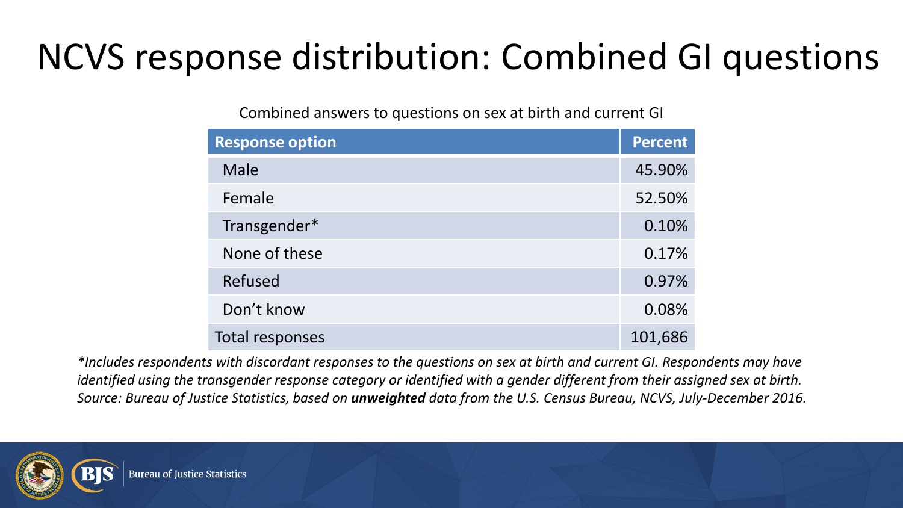# NCVS response distribution: Combined GI questions

Combined answers to questions on sex at birth and current GI

| Response option | Percent |
|---|---|
| Male | 45.90% |
| Female | 52.50% |
| Transgender* | 0.10% |
| None of these | 0.17% |
| Refused | 0.97% |
| Don't know | 0.08% |
| Total responses | 101,686 |

*\*Includes respondents with discordant responses to the questions on sex at birth and current GI. Respondents may have identified using the transgender response category or identified with a gender different from their assigned sex at birth.*
*Source: Bureau of Justice Statistics, based on **unweighted** data from the U.S. Census Bureau, NCVS, July-December 2016.*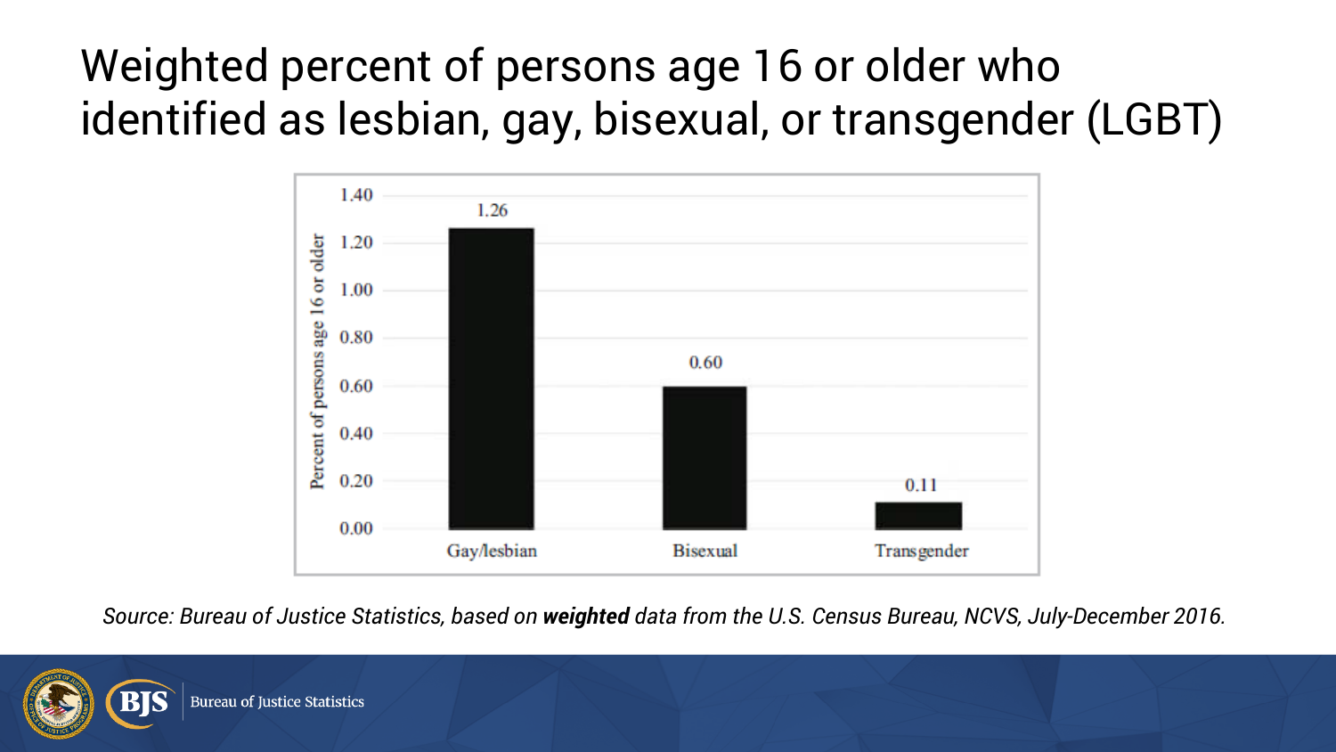# Weighted percent of persons age 16 or older who identified as lesbian, gay, bisexual, or transgender (LGBT)

| | Percent of persons age 16 or older |
|---|---|
| Gay/lesbian | 1.26 |
| Bisexual | 0.60 |
| Transgender | 0.11 |

*Source: Bureau of Justice Statistics, based on **weighted** data from the U.S. Census Bureau, NCVS, July-December 2016.*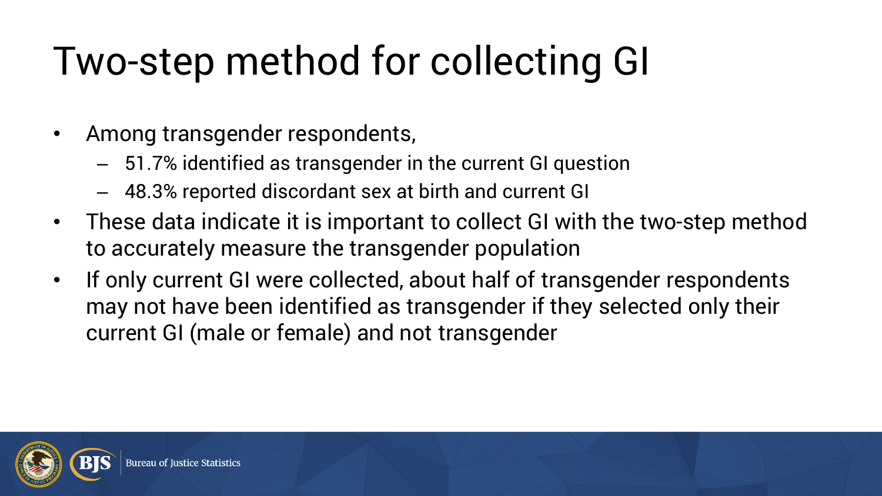# Two-step method for collecting GI

- Among transgender respondents,
  - 51.7% identified as transgender in the current GI question
  - 48.3% reported discordant sex at birth and current GI
- These data indicate it is important to collect GI with the two-step method to accurately measure the transgender population
- If only current GI were collected, about half of transgender respondents may not have been identified as transgender if they selected only their current GI (male or female) and not transgender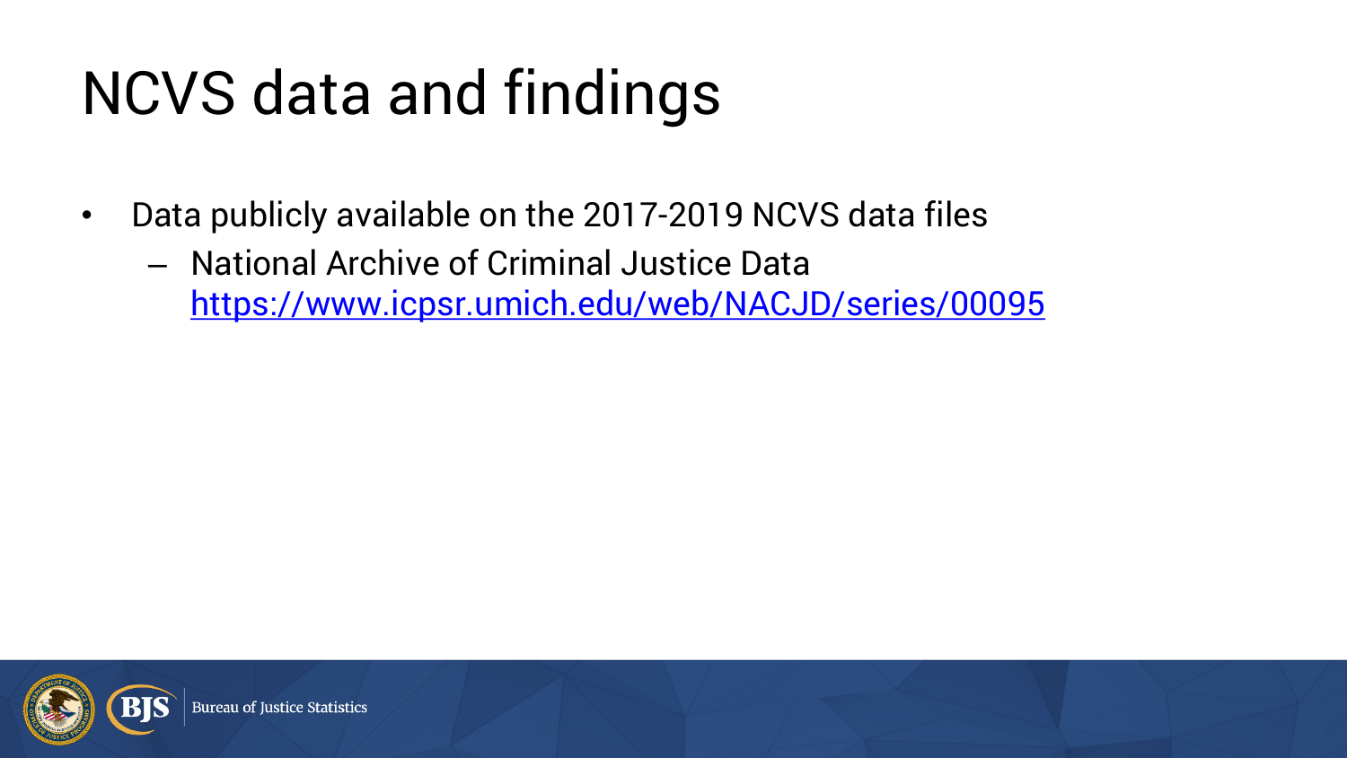# NCVS data and findings

- Data publicly available on the 2017-2019 NCVS data files
  - National Archive of Criminal Justice Data
    https://www.icpsr.umich.edu/web/NACJD/series/00095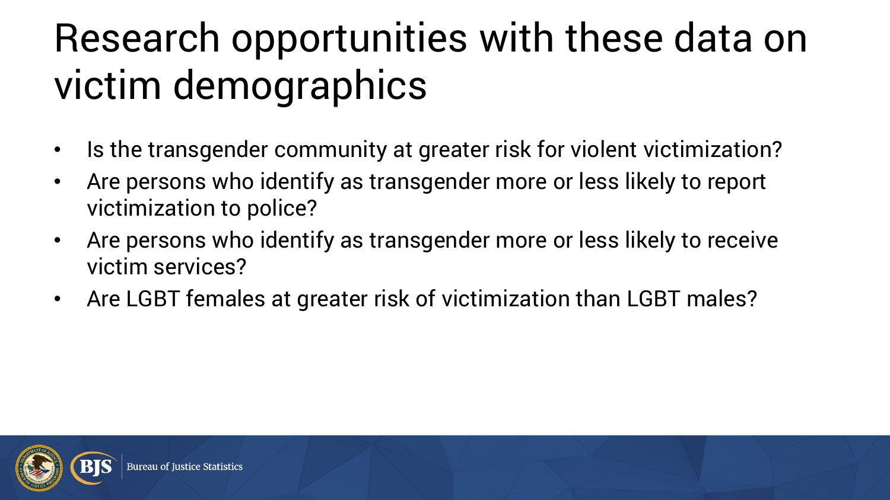# Research opportunities with these data on victim demographics

- Is the transgender community at greater risk for violent victimization?
- Are persons who identify as transgender more or less likely to report victimization to police?
- Are persons who identify as transgender more or less likely to receive victim services?
- Are LGBT females at greater risk of victimization than LGBT males?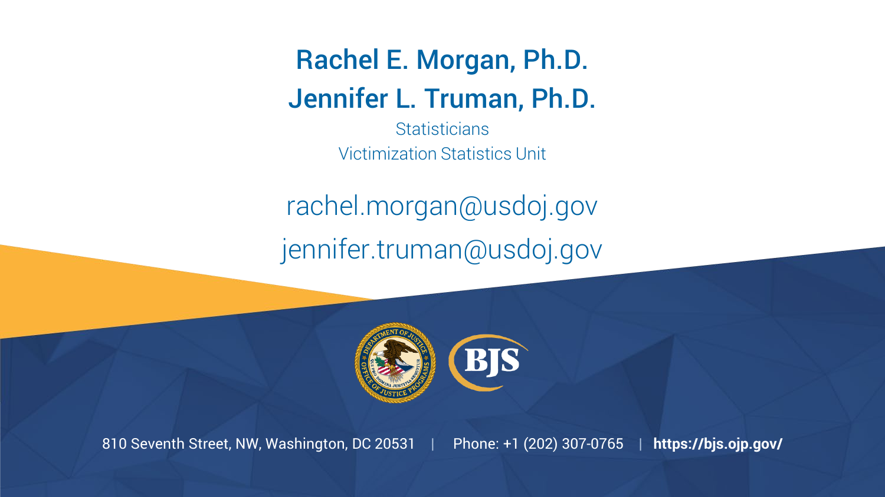**Rachel E. Morgan, Ph.D.**

**Jennifer L. Truman, Ph.D.**

Statisticians

Victimization Statistics Unit

rachel.morgan@usdoj.gov

jennifer.truman@usdoj.gov

810 Seventh Street, NW, Washington, DC 20531 | Phone: +1 (202) 307-0765 | **https://bjs.ojp.gov/**